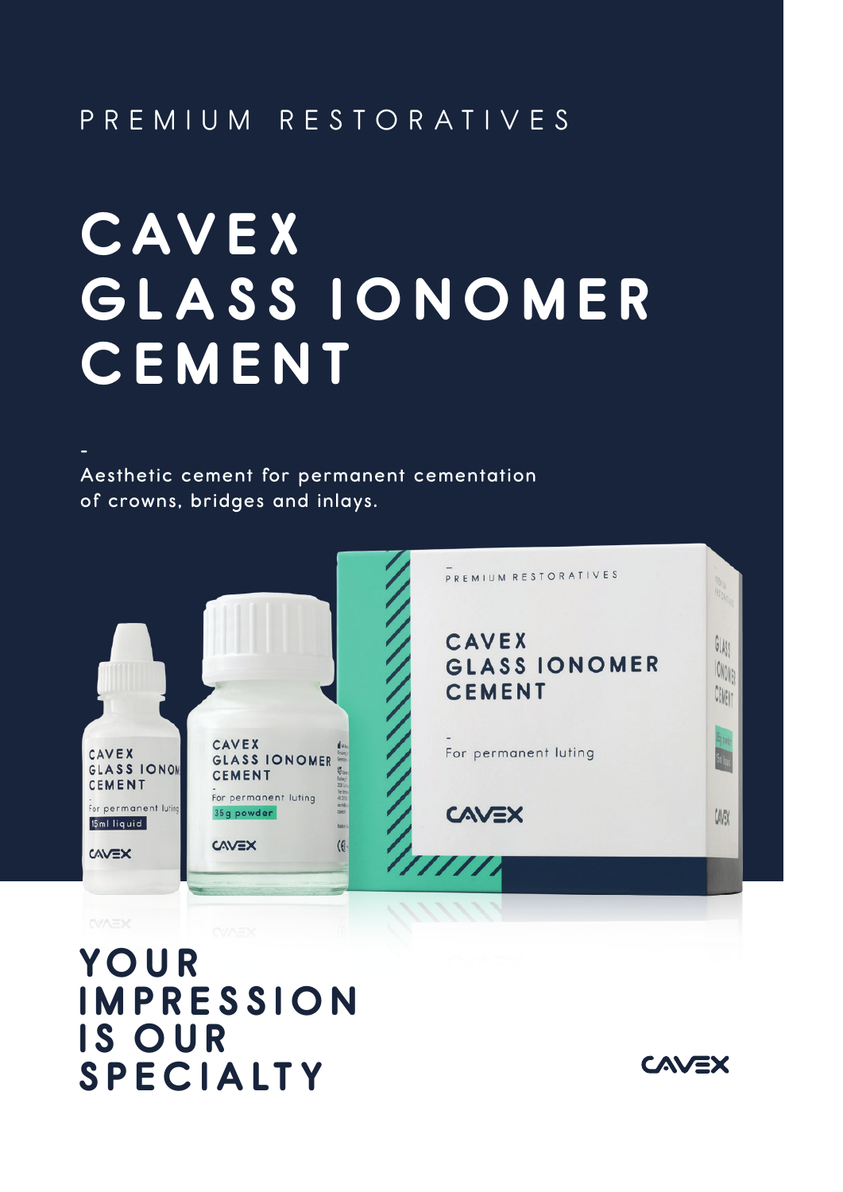PREMIUM RESTORATIVES

# CAVEX GLASS IONOMER CEMENT

-

Aesthetic cement for permanent cementation of crowns, bridges and inlays.

## YOUR IMPRESSION IS OUR SPECIALTY

CAVEX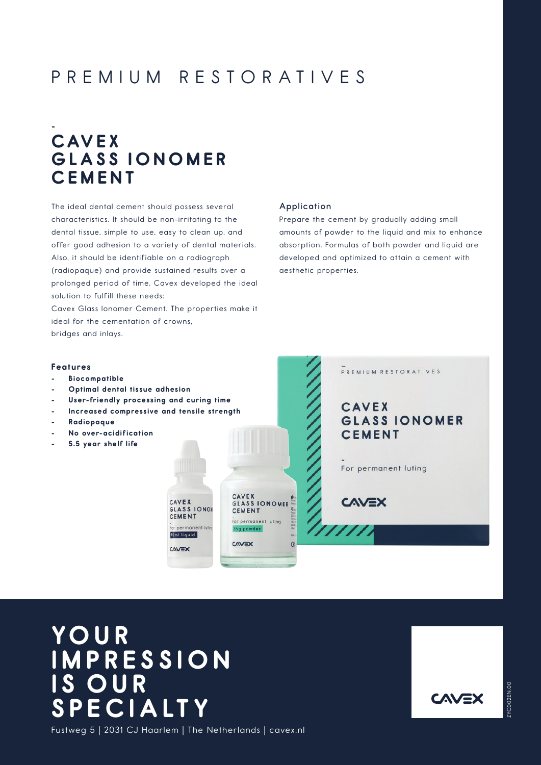# PREMIUM RESTORATIVES

## CAVEX GLASS IONOMER CEMENT

The ideal dental cement should possess several characteristics. It should be non-irritating to the dental tissue, simple to use, easy to clean up, and offer good adhesion to a variety of dental materials. Also, it should be identifiable on a radiograph (radiopaque) and provide sustained results over a prolonged period of time. Cavex developed the ideal solution to fulfill these needs:
Cavex Glass Ionomer Cement. The properties make it ideal for the cementation of crowns, bridges and inlays.

### Application

Prepare the cement by gradually adding small amounts of powder to the liquid and mix to enhance absorption. Formulas of both powder and liquid are developed and optimized to attain a cement with aesthetic properties.

### Features

- **Biocompatible**
- **Optimal dental tissue adhesion**
- **User-friendly processing and curing time**
- **Increased compressive and tensile strength**
- **Radiopaque**
- **No over-acidification**
- **5.5 year shelf life**

## YOUR IMPRESSION IS OUR SPECIALTY

Fustweg 5 | 2031 CJ Haarlem | The Netherlands | cavex.nl

ZYC002EN.00